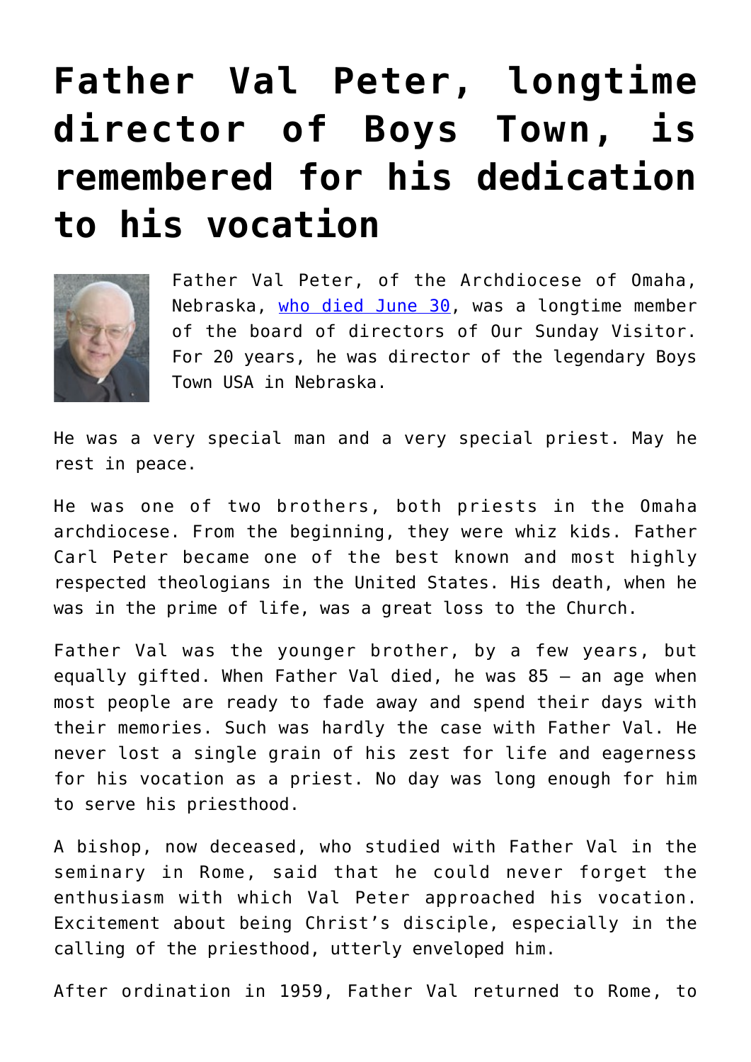# Father Val Peter, longtime director of Boys Town, is remembered for his dedication to his vocation

Father Val Peter, of the Archdiocese of Omaha, Nebraska, [who died June 30](), was a longtime member of the board of directors of Our Sunday Visitor. For 20 years, he was director of the legendary Boys Town USA in Nebraska.

He was a very special man and a very special priest. May he rest in peace.

He was one of two brothers, both priests in the Omaha archdiocese. From the beginning, they were whiz kids. Father Carl Peter became one of the best known and most highly respected theologians in the United States. His death, when he was in the prime of life, was a great loss to the Church.

Father Val was the younger brother, by a few years, but equally gifted. When Father Val died, he was 85 — an age when most people are ready to fade away and spend their days with their memories. Such was hardly the case with Father Val. He never lost a single grain of his zest for life and eagerness for his vocation as a priest. No day was long enough for him to serve his priesthood.

A bishop, now deceased, who studied with Father Val in the seminary in Rome, said that he could never forget the enthusiasm with which Val Peter approached his vocation. Excitement about being Christ's disciple, especially in the calling of the priesthood, utterly enveloped him.

After ordination in 1959, Father Val returned to Rome, to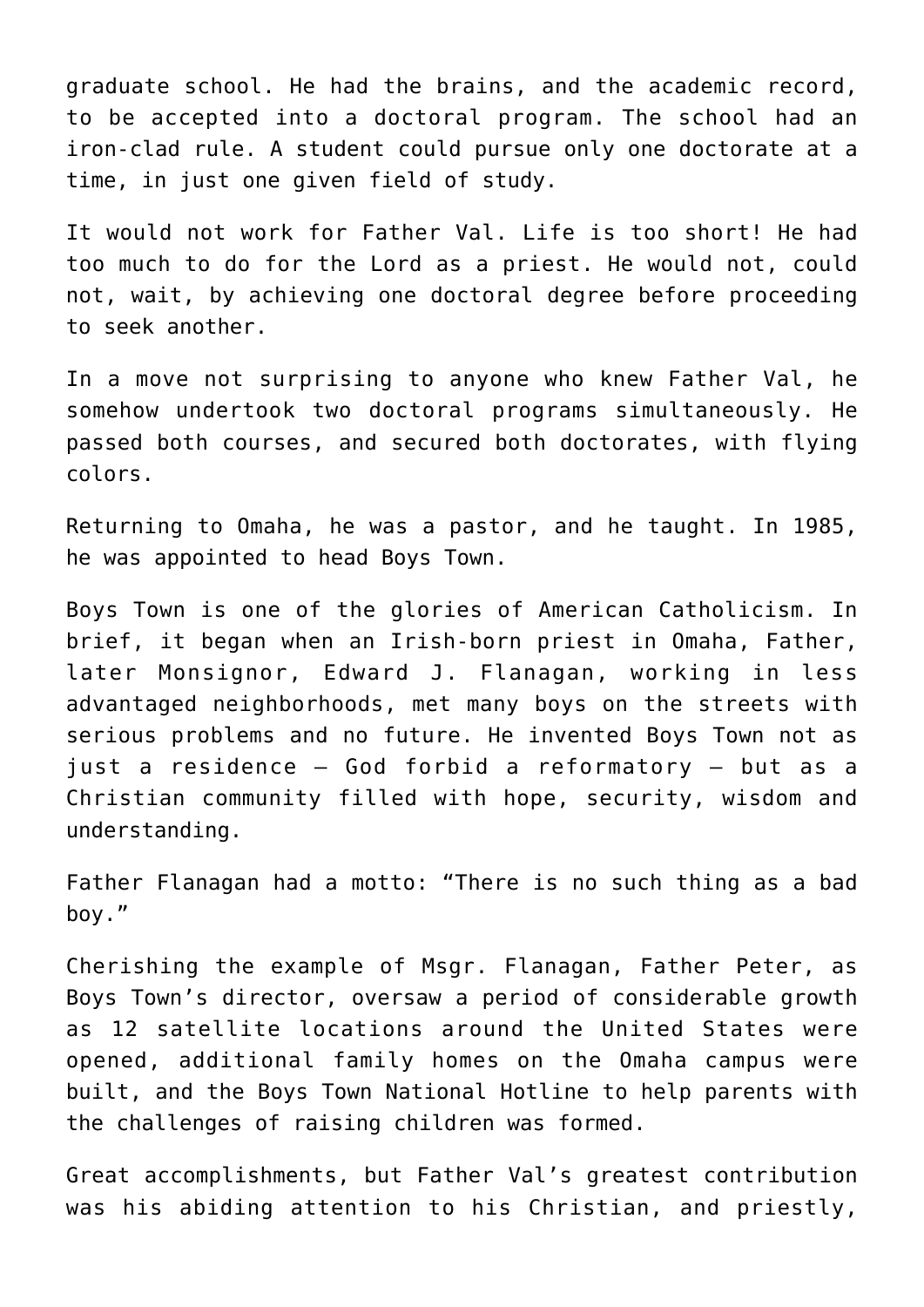graduate school. He had the brains, and the academic record, to be accepted into a doctoral program. The school had an iron-clad rule. A student could pursue only one doctorate at a time, in just one given field of study.

It would not work for Father Val. Life is too short! He had too much to do for the Lord as a priest. He would not, could not, wait, by achieving one doctoral degree before proceeding to seek another.

In a move not surprising to anyone who knew Father Val, he somehow undertook two doctoral programs simultaneously. He passed both courses, and secured both doctorates, with flying colors.

Returning to Omaha, he was a pastor, and he taught. In 1985, he was appointed to head Boys Town.

Boys Town is one of the glories of American Catholicism. In brief, it began when an Irish-born priest in Omaha, Father, later Monsignor, Edward J. Flanagan, working in less advantaged neighborhoods, met many boys on the streets with serious problems and no future. He invented Boys Town not as just a residence – God forbid a reformatory – but as a Christian community filled with hope, security, wisdom and understanding.

Father Flanagan had a motto: “There is no such thing as a bad boy.”

Cherishing the example of Msgr. Flanagan, Father Peter, as Boys Town’s director, oversaw a period of considerable growth as 12 satellite locations around the United States were opened, additional family homes on the Omaha campus were built, and the Boys Town National Hotline to help parents with the challenges of raising children was formed.

Great accomplishments, but Father Val’s greatest contribution was his abiding attention to his Christian, and priestly,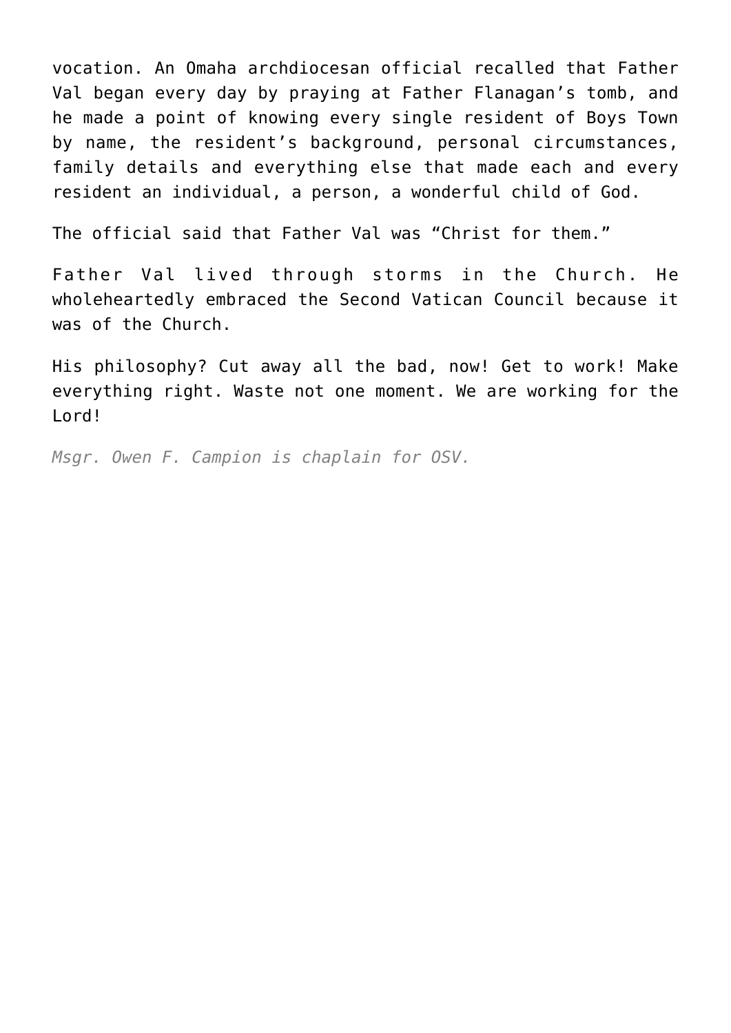vocation. An Omaha archdiocesan official recalled that Father Val began every day by praying at Father Flanagan's tomb, and he made a point of knowing every single resident of Boys Town by name, the resident's background, personal circumstances, family details and everything else that made each and every resident an individual, a person, a wonderful child of God.

The official said that Father Val was "Christ for them."

Father Val lived through storms in the Church. He wholeheartedly embraced the Second Vatican Council because it was of the Church.

His philosophy? Cut away all the bad, now! Get to work! Make everything right. Waste not one moment. We are working for the Lord!

*Msgr. Owen F. Campion is chaplain for OSV.*